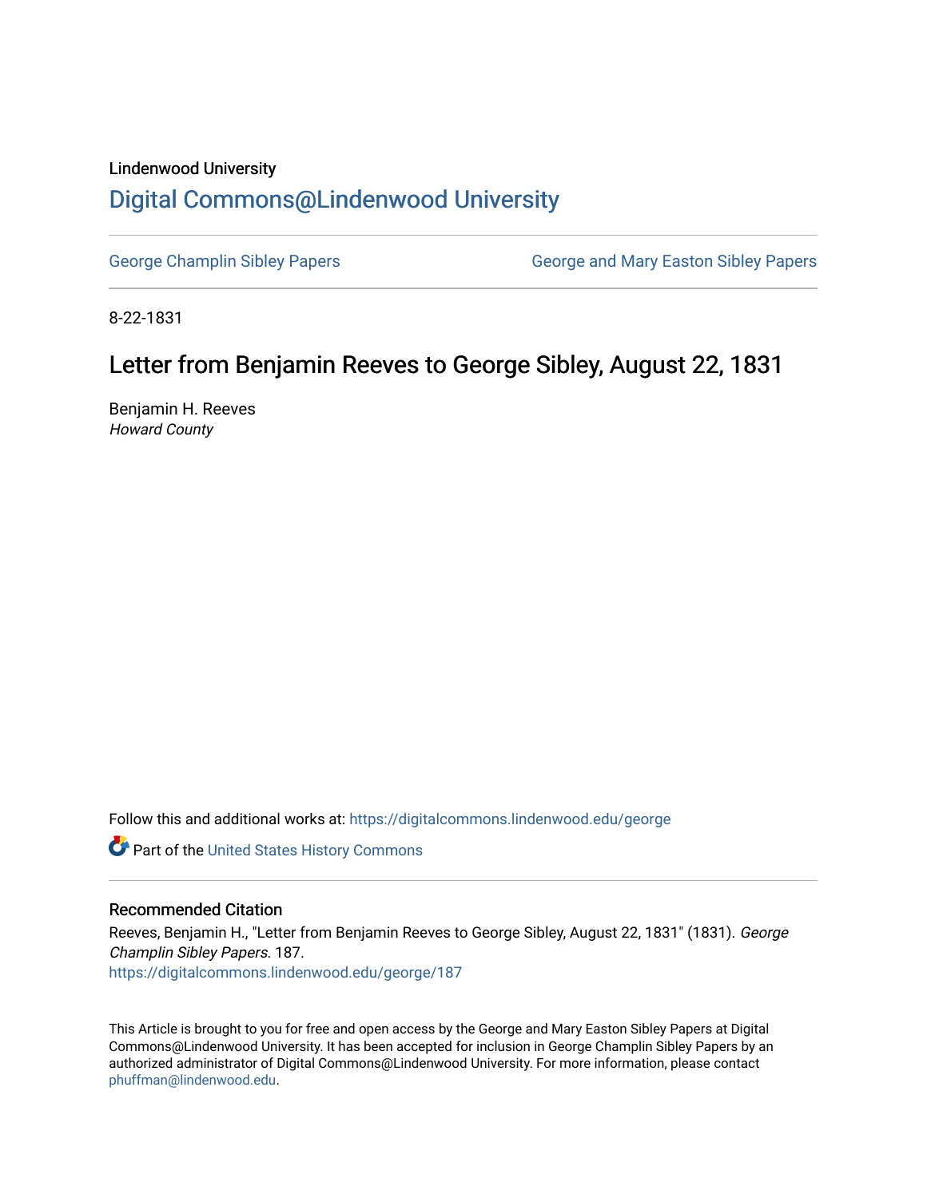Lindenwood University

# Digital Commons@Lindenwood University

George Champlin Sibley Papers | George and Mary Easton Sibley Papers

8-22-1831

## Letter from Benjamin Reeves to George Sibley, August 22, 1831

Benjamin H. Reeves

*Howard County*

Follow this and additional works at: https://digitalcommons.lindenwood.edu/george

Part of the United States History Commons

### Recommended Citation

Reeves, Benjamin H., "Letter from Benjamin Reeves to George Sibley, August 22, 1831" (1831). *George Champlin Sibley Papers*. 187.
https://digitalcommons.lindenwood.edu/george/187

This Article is brought to you for free and open access by the George and Mary Easton Sibley Papers at Digital Commons@Lindenwood University. It has been accepted for inclusion in George Champlin Sibley Papers by an authorized administrator of Digital Commons@Lindenwood University. For more information, please contact phuffman@lindenwood.edu.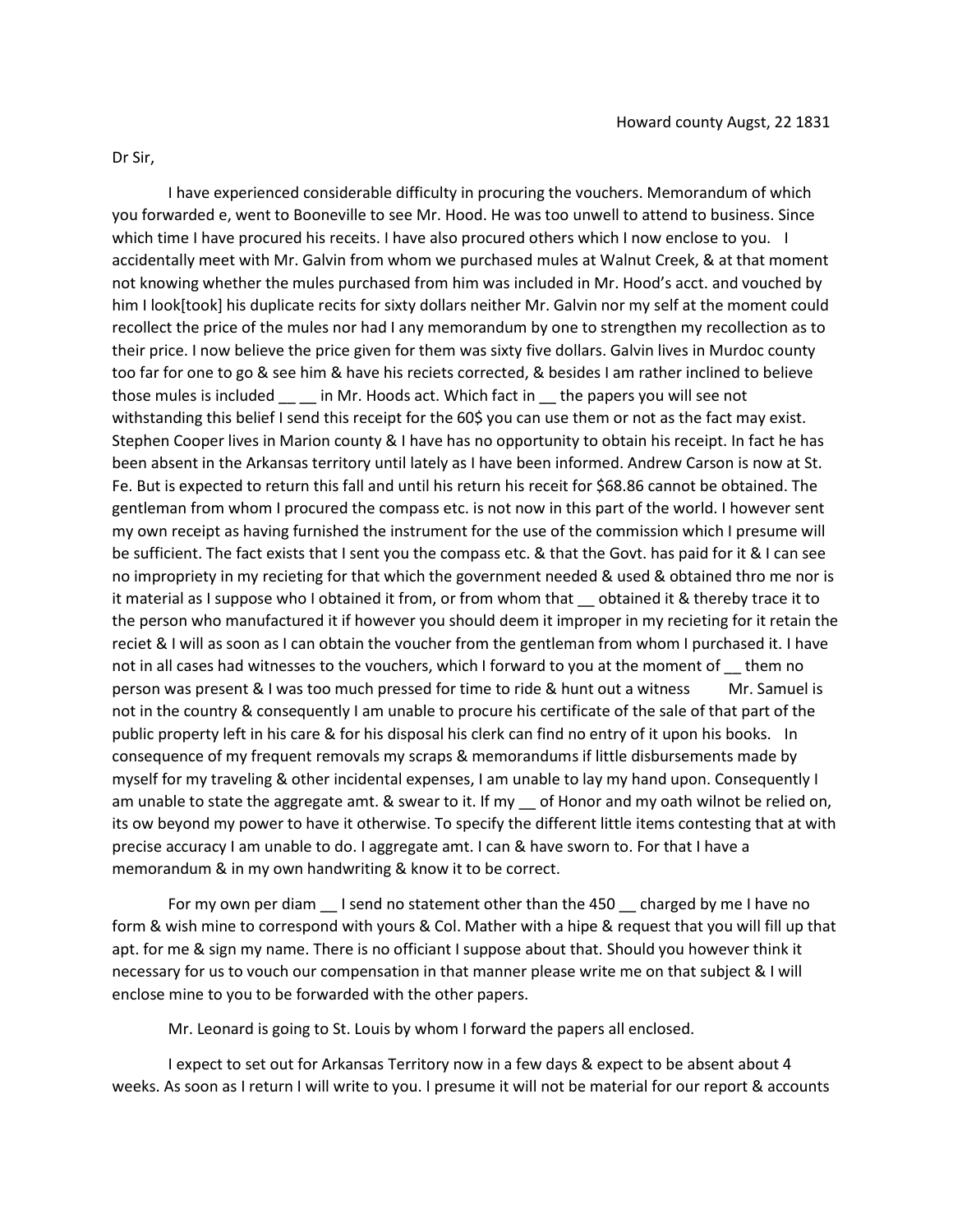Howard county Augst, 22 1831

Dr Sir,

I have experienced considerable difficulty in procuring the vouchers. Memorandum of which you forwarded e, went to Booneville to see Mr. Hood. He was too unwell to attend to business. Since which time I have procured his receits. I have also procured others which I now enclose to you. I accidentally meet with Mr. Galvin from whom we purchased mules at Walnut Creek, & at that moment not knowing whether the mules purchased from him was included in Mr. Hood's acct. and vouched by him I look[took] his duplicate recits for sixty dollars neither Mr. Galvin nor my self at the moment could recollect the price of the mules nor had I any memorandum by one to strengthen my recollection as to their price. I now believe the price given for them was sixty five dollars. Galvin lives in Murdoc county too far for one to go & see him & have his reciets corrected, & besides I am rather inclined to believe those mules is included __ __ in Mr. Hoods act. Which fact in __ the papers you will see not withstanding this belief I send this receipt for the 60$ you can use them or not as the fact may exist. Stephen Cooper lives in Marion county & I have has no opportunity to obtain his receipt. In fact he has been absent in the Arkansas territory until lately as I have been informed. Andrew Carson is now at St. Fe. But is expected to return this fall and until his return his receit for $68.86 cannot be obtained. The gentleman from whom I procured the compass etc. is not now in this part of the world. I however sent my own receipt as having furnished the instrument for the use of the commission which I presume will be sufficient. The fact exists that I sent you the compass etc. & that the Govt. has paid for it & I can see no impropriety in my recieting for that which the government needed & used & obtained thro me nor is it material as I suppose who I obtained it from, or from whom that __ obtained it & thereby trace it to the person who manufactured it if however you should deem it improper in my recieting for it retain the reciet & I will as soon as I can obtain the voucher from the gentleman from whom I purchased it. I have not in all cases had witnesses to the vouchers, which I forward to you at the moment of __ them no person was present & I was too much pressed for time to ride & hunt out a witness Mr. Samuel is not in the country & consequently I am unable to procure his certificate of the sale of that part of the public property left in his care & for his disposal his clerk can find no entry of it upon his books. In consequence of my frequent removals my scraps & memorandums if little disbursements made by myself for my traveling & other incidental expenses, I am unable to lay my hand upon. Consequently I am unable to state the aggregate amt. & swear to it. If my __ of Honor and my oath wilnot be relied on, its ow beyond my power to have it otherwise. To specify the different little items contesting that at with precise accuracy I am unable to do. I aggregate amt. I can & have sworn to. For that I have a memorandum & in my own handwriting & know it to be correct.

For my own per diam __ I send no statement other than the 450 __ charged by me I have no form & wish mine to correspond with yours & Col. Mather with a hipe & request that you will fill up that apt. for me & sign my name. There is no officiant I suppose about that. Should you however think it necessary for us to vouch our compensation in that manner please write me on that subject & I will enclose mine to you to be forwarded with the other papers.

Mr. Leonard is going to St. Louis by whom I forward the papers all enclosed.

I expect to set out for Arkansas Territory now in a few days & expect to be absent about 4 weeks. As soon as I return I will write to you. I presume it will not be material for our report & accounts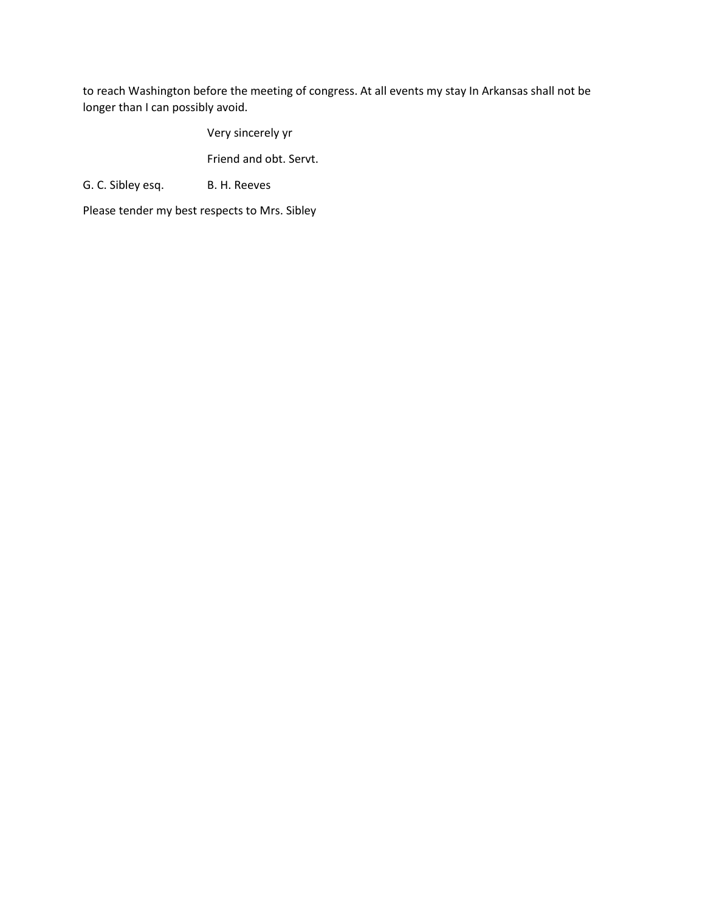to reach Washington before the meeting of congress. At all events my stay In Arkansas shall not be longer than I can possibly avoid.

Very sincerely yr

Friend and obt. Servt.

G. C. Sibley esq. B. H. Reeves

Please tender my best respects to Mrs. Sibley